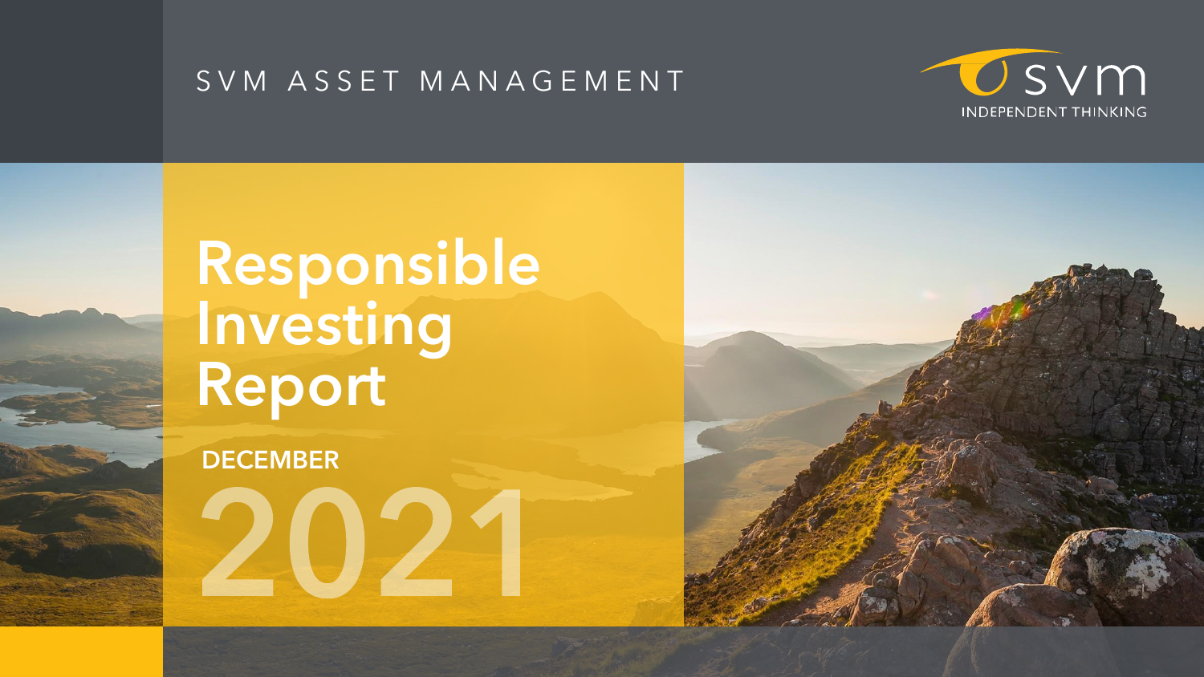SVM ASSET MANAGEMENT

svm
INDEPENDENT THINKING

# Responsible Investing Report

**DECEMBER**

2021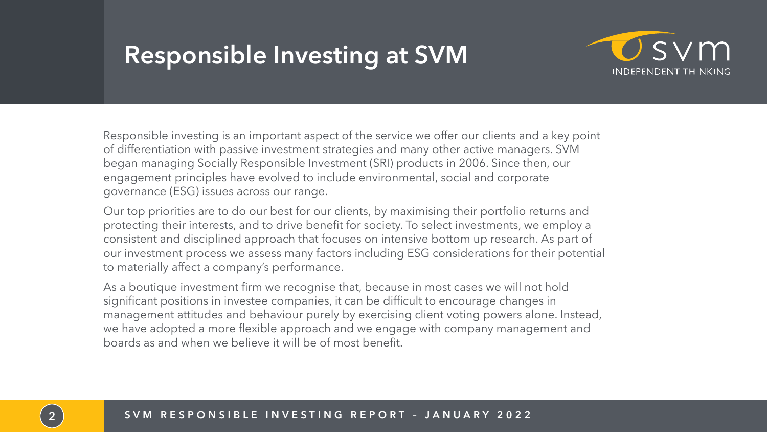# Responsible Investing at SVM

Responsible investing is an important aspect of the service we offer our clients and a key point of differentiation with passive investment strategies and many other active managers. SVM began managing Socially Responsible Investment (SRI) products in 2006. Since then, our engagement principles have evolved to include environmental, social and corporate governance (ESG) issues across our range.

Our top priorities are to do our best for our clients, by maximising their portfolio returns and protecting their interests, and to drive benefit for society. To select investments, we employ a consistent and disciplined approach that focuses on intensive bottom up research. As part of our investment process we assess many factors including ESG considerations for their potential to materially affect a company's performance.

As a boutique investment firm we recognise that, because in most cases we will not hold significant positions in investee companies, it can be difficult to encourage changes in management attitudes and behaviour purely by exercising client voting powers alone. Instead, we have adopted a more flexible approach and we engage with company management and boards as and when we believe it will be of most benefit.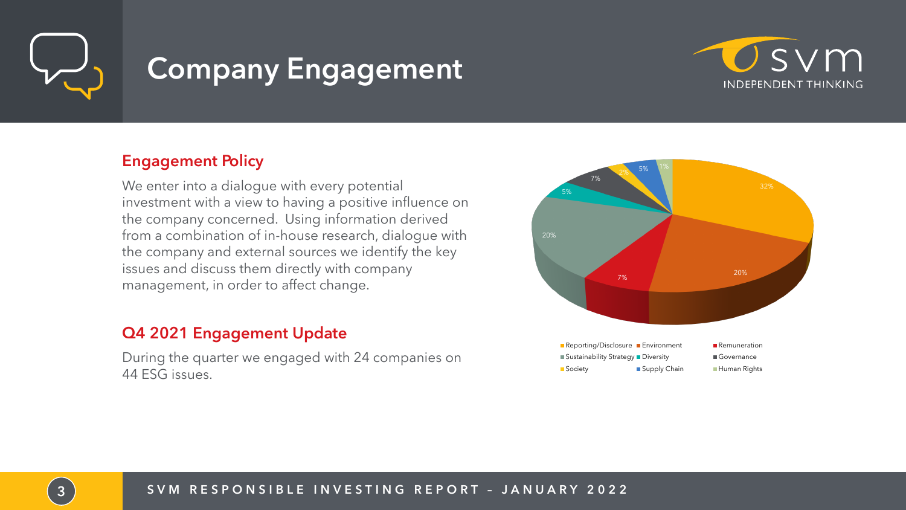# Company Engagement

## Engagement Policy

We enter into a dialogue with every potential investment with a view to having a positive influence on the company concerned. Using information derived from a combination of in-house research, dialogue with the company and external sources we identify the key issues and discuss them directly with company management, in order to affect change.

## Q4 2021 Engagement Update

During the quarter we engaged with 24 companies on 44 ESG issues.

| Category | Share |
|---|---|
| Reporting/Disclosure | 32% |
| Environment | 20% |
| Remuneration | 7% |
| Sustainability Strategy | 20% |
| Diversity | 5% |
| Governance | 7% |
| Society | 2% |
| Supply Chain | 5% |
| Human Rights | 1% |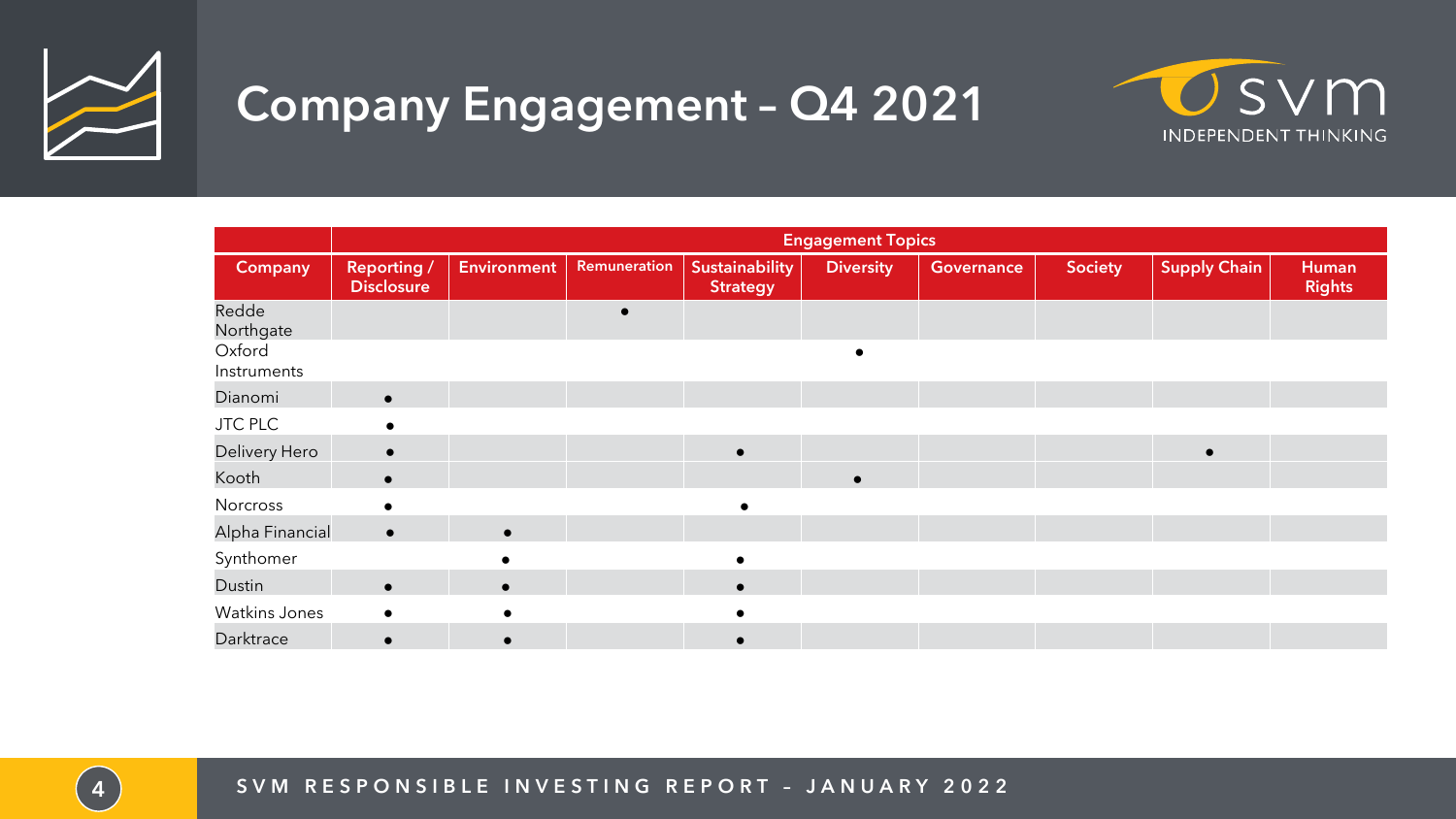# Company Engagement – Q4 2021

| Company | Engagement Topics | | | | | | | | |
|---|---|---|---|---|---|---|---|---|---|
| | Reporting / Disclosure | Environment | Remuneration | Sustainability Strategy | Diversity | Governance | Society | Supply Chain | Human Rights |
| Redde Northgate | | | ● | | | | | | |
| Oxford Instruments | | | | | ● | | | | |
| Dianomi | ● | | | | | | | | |
| JTC PLC | ● | | | | | | | | |
| Delivery Hero | ● | | | ● | | | | ● | |
| Kooth | ● | | | | ● | | | | |
| Norcross | ● | | | ● | | | | | |
| Alpha Financial | ● | ● | | | | | | | |
| Synthomer | | ● | | ● | | | | | |
| Dustin | ● | ● | | ● | | | | | |
| Watkins Jones | ● | ● | | ● | | | | | |
| Darktrace | ● | ● | | ● | | | | | |

SVM RESPONSIBLE INVESTING REPORT – JANUARY 2022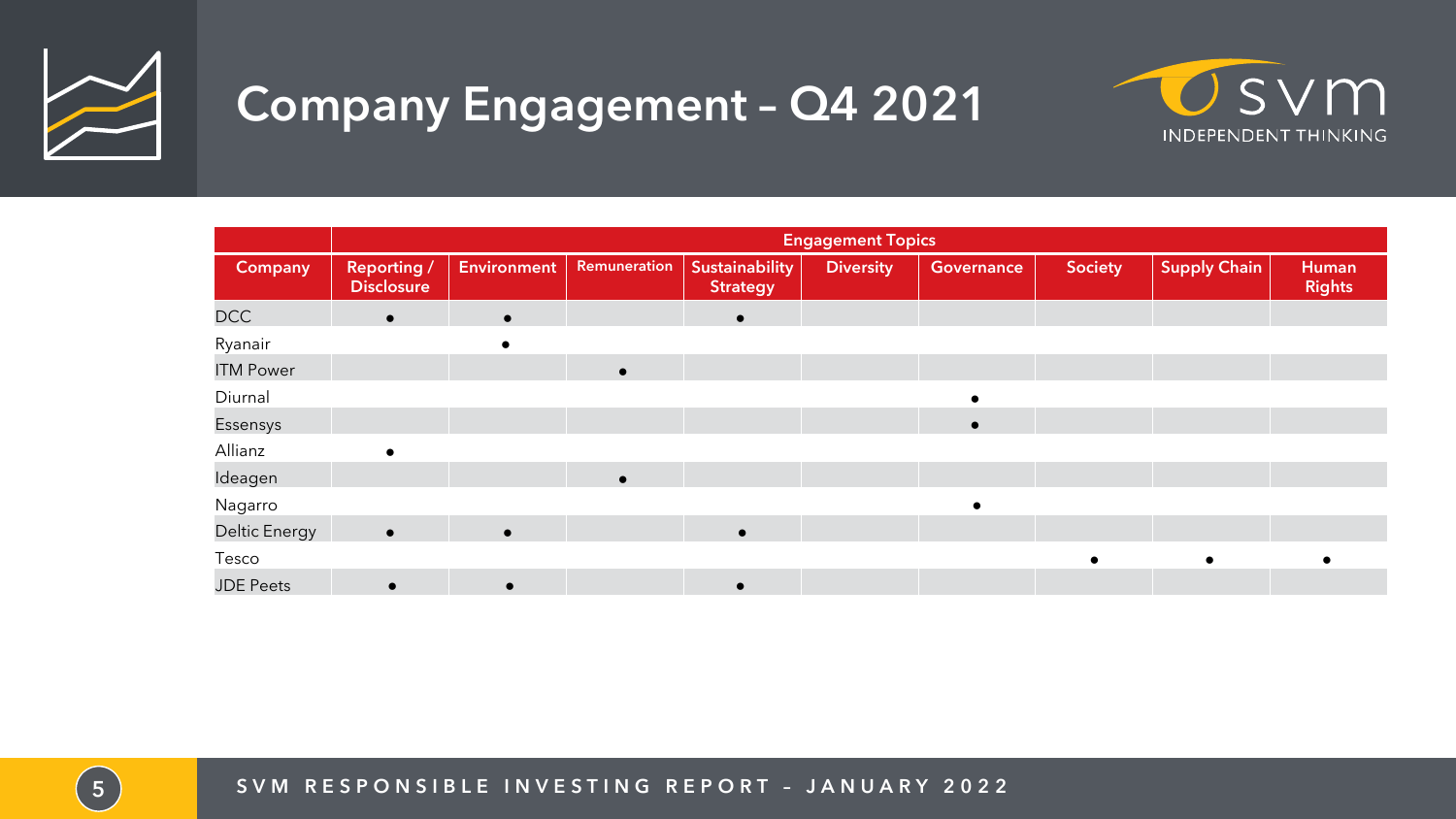# Company Engagement – Q4 2021

| Company | Engagement Topics | | | | | | | | |
|---|---|---|---|---|---|---|---|---|---|
| | Reporting / Disclosure | Environment | Remuneration | Sustainability Strategy | Diversity | Governance | Society | Supply Chain | Human Rights |
| DCC | ● | ● | | ● | | | | | |
| Ryanair | | ● | | | | | | | |
| ITM Power | | | ● | | | | | | |
| Diurnal | | | | | | ● | | | |
| Essensys | | | | | | ● | | | |
| Allianz | ● | | | | | | | | |
| Ideagen | | | ● | | | | | | |
| Nagarro | | | | | | ● | | | |
| Deltic Energy | ● | ● | | ● | | | | | |
| Tesco | | | | | | | ● | ● | ● |
| JDE Peets | ● | ● | | ● | | | | | |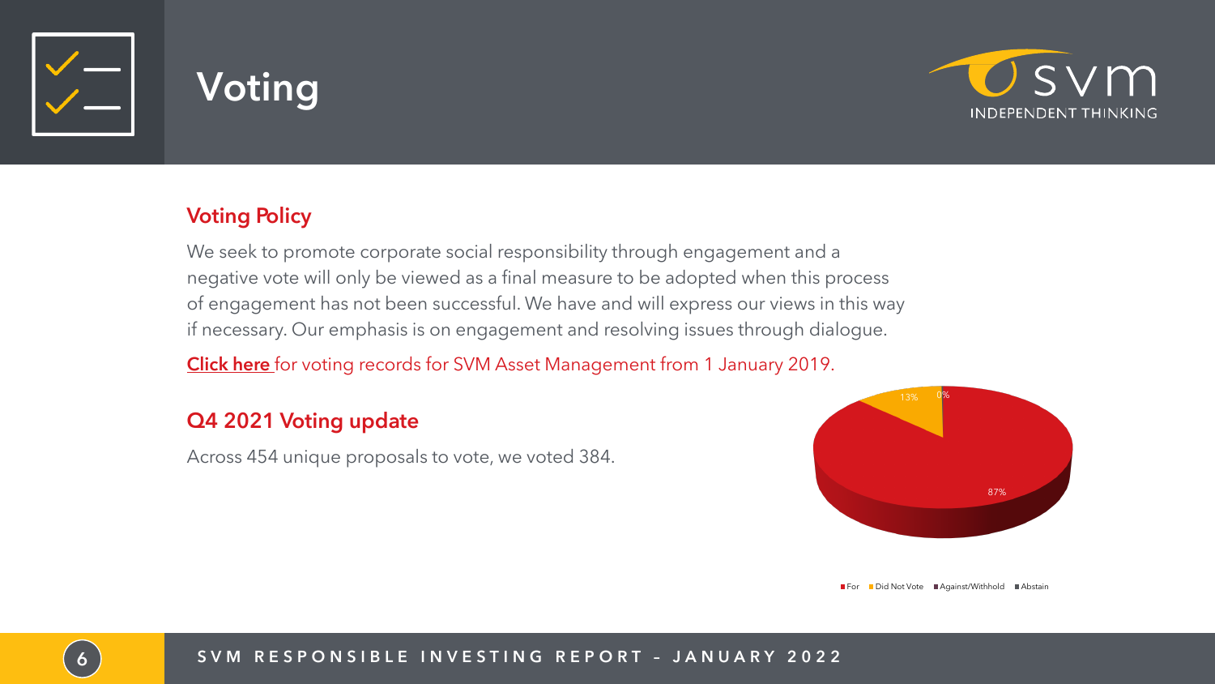# Voting

## Voting Policy

We seek to promote corporate social responsibility through engagement and a negative vote will only be viewed as a final measure to be adopted when this process of engagement has not been successful. We have and will express our views in this way if necessary. Our emphasis is on engagement and resolving issues through dialogue.

**Click here** for voting records for SVM Asset Management from 1 January 2019.

## Q4 2021 Voting update

Across 454 unique proposals to vote, we voted 384.

| Category | Share |
|---|---|
| For | 87% |
| Did Not Vote | 13% |
| Against/Withhold | 0% |
| Abstain | |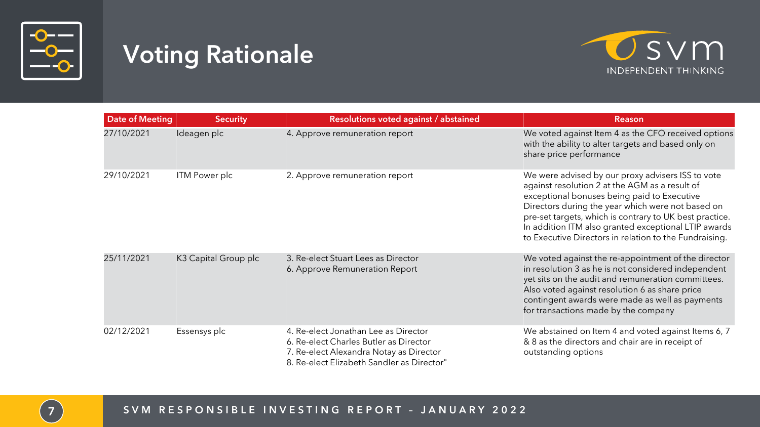# Voting Rationale

| Date of Meeting | Security | Resolutions voted against / abstained | Reason |
| --- | --- | --- | --- |
| 27/10/2021 | Ideagen plc | 4. Approve remuneration report | We voted against Item 4 as the CFO received options with the ability to alter targets and based only on share price performance |
| 29/10/2021 | ITM Power plc | 2. Approve remuneration report | We were advised by our proxy advisers ISS to vote against resolution 2 at the AGM as a result of exceptional bonuses being paid to Executive Directors during the year which were not based on pre-set targets, which is contrary to UK best practice. In addition ITM also granted exceptional LTIP awards to Executive Directors in relation to the Fundraising. |
| 25/11/2021 | K3 Capital Group plc | 3. Re-elect Stuart Lees as Director<br>6. Approve Remuneration Report | We voted against the re-appointment of the director in resolution 3 as he is not considered independent yet sits on the audit and remuneration committees. Also voted against resolution 6 as share price contingent awards were made as well as payments for transactions made by the company |
| 02/12/2021 | Essensys plc | 4. Re-elect Jonathan Lee as Director<br>6. Re-elect Charles Butler as Director<br>7. Re-elect Alexandra Notay as Director<br>8. Re-elect Elizabeth Sandler as Director" | We abstained on Item 4 and voted against Items 6, 7 & 8 as the directors and chair are in receipt of outstanding options |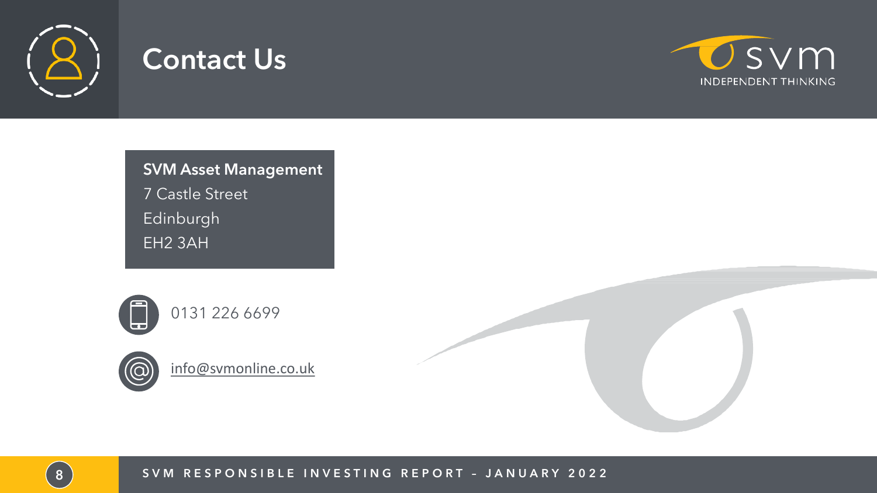# Contact Us

**SVM Asset Management**
7 Castle Street
Edinburgh
EH2 3AH

0131 226 6699

info@svmonline.co.uk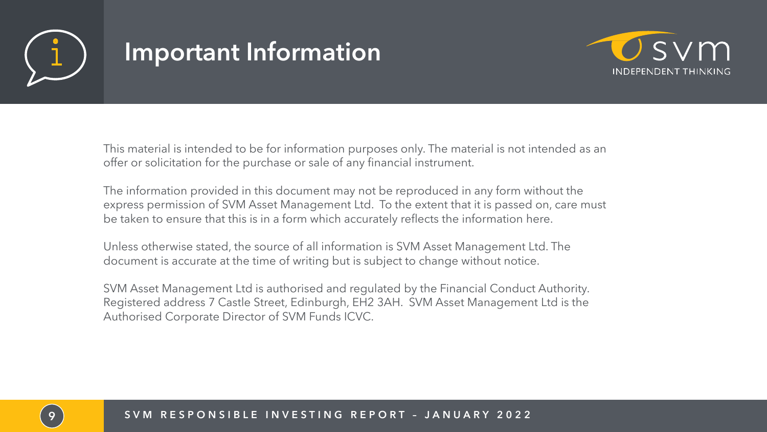# Important Information

This material is intended to be for information purposes only. The material is not intended as an offer or solicitation for the purchase or sale of any financial instrument.

The information provided in this document may not be reproduced in any form without the express permission of SVM Asset Management Ltd. To the extent that it is passed on, care must be taken to ensure that this is in a form which accurately reflects the information here.

Unless otherwise stated, the source of all information is SVM Asset Management Ltd. The document is accurate at the time of writing but is subject to change without notice.

SVM Asset Management Ltd is authorised and regulated by the Financial Conduct Authority. Registered address 7 Castle Street, Edinburgh, EH2 3AH. SVM Asset Management Ltd is the Authorised Corporate Director of SVM Funds ICVC.